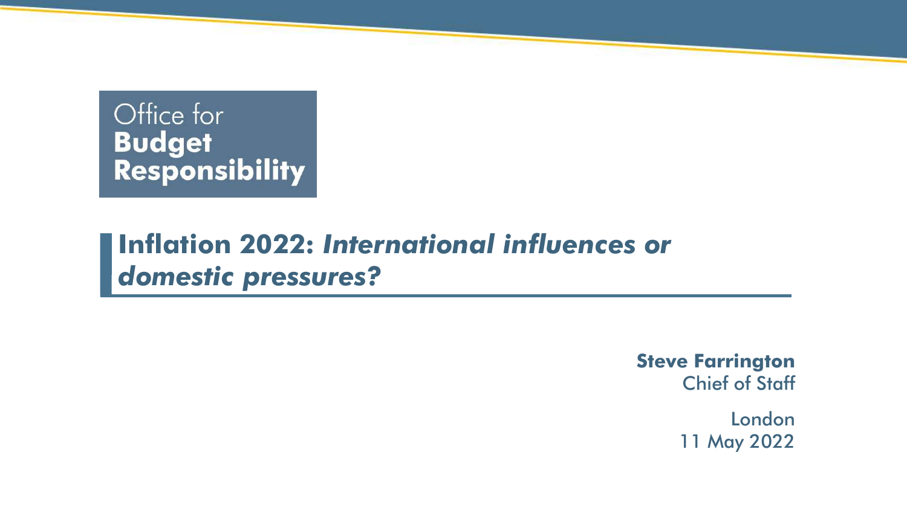Office for
**Budget Responsibility**

# Inflation 2022: *International influences or domestic pressures?*

**Steve Farrington**
Chief of Staff

London
11 May 2022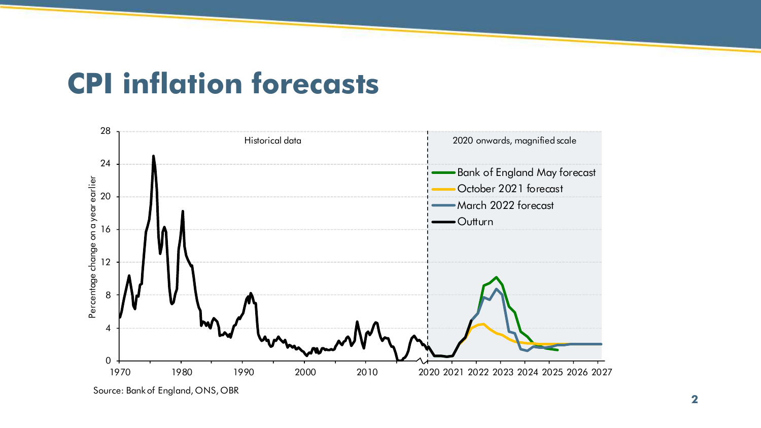# CPI inflation forecasts

Source: Bank of England, ONS, OBR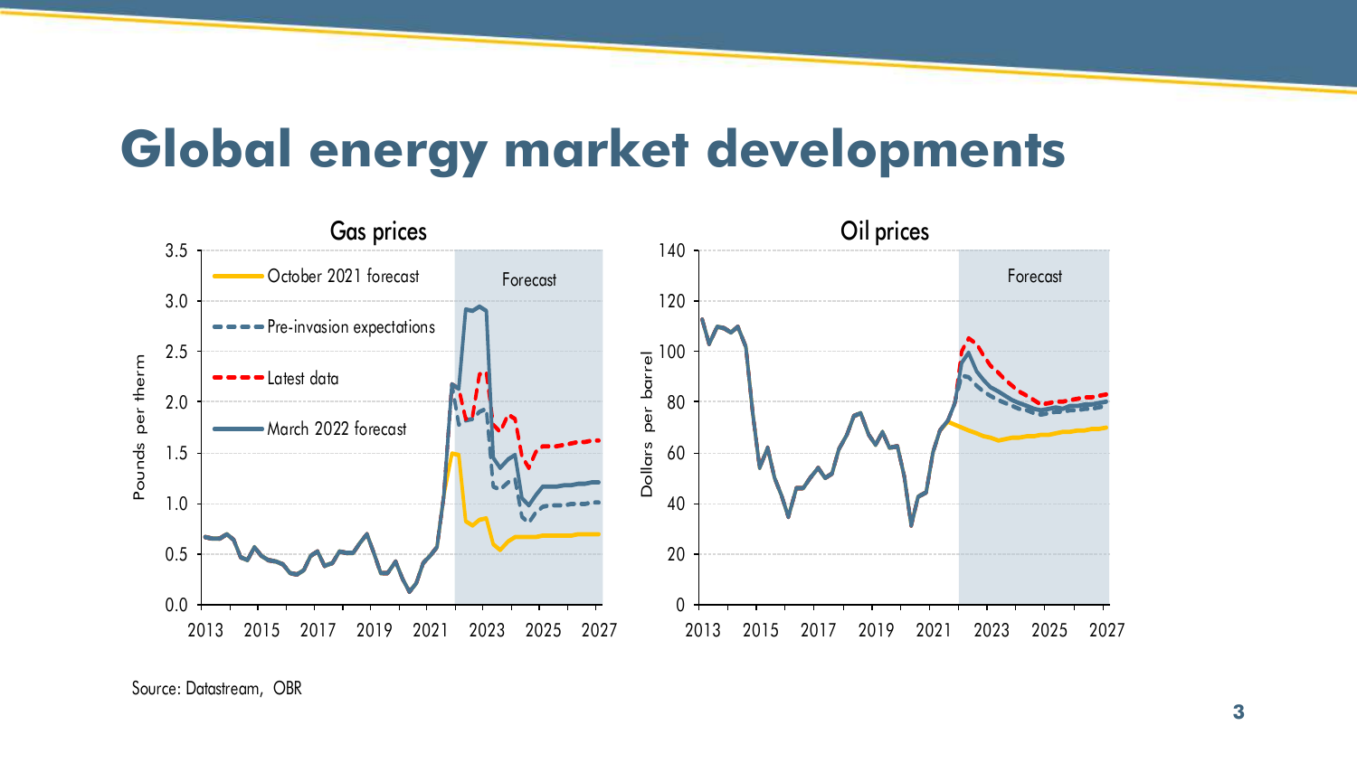# Global energy market developments

Source: Datastream, OBR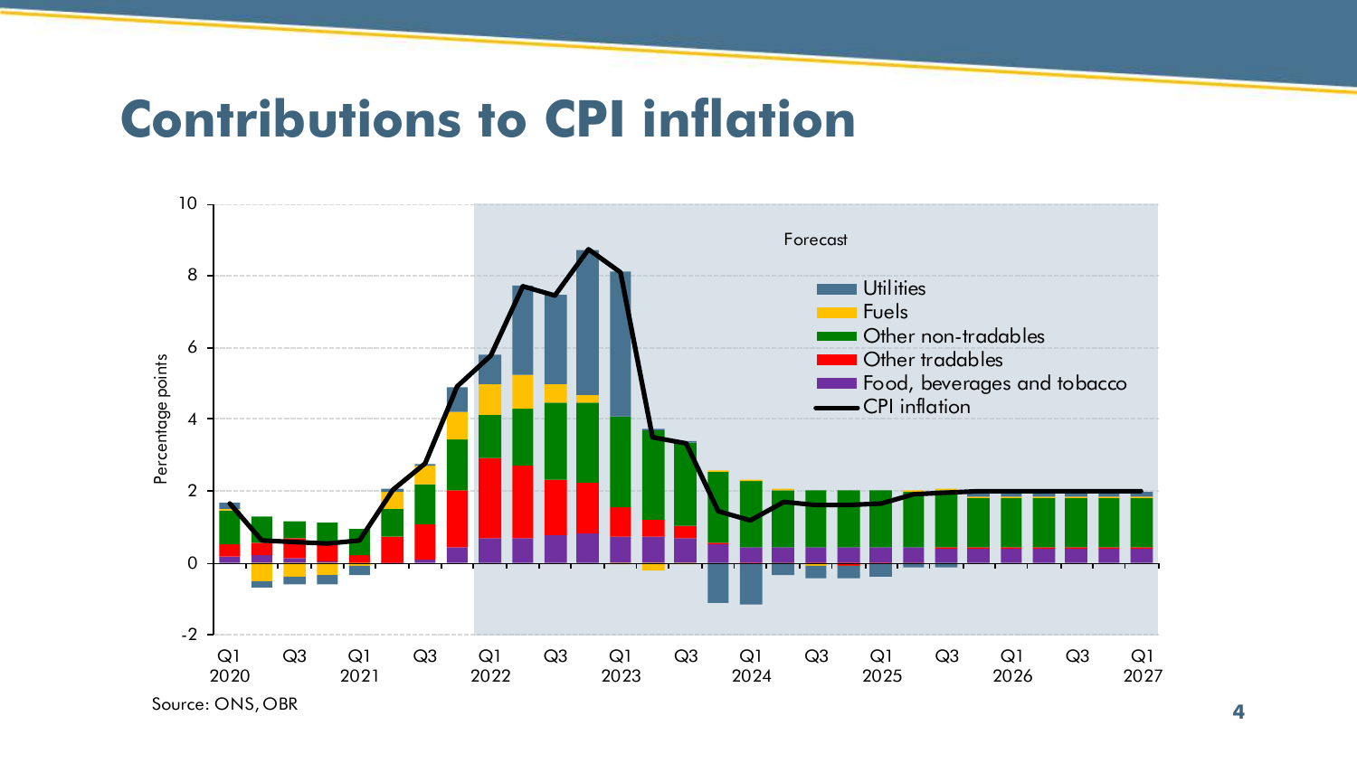# Contributions to CPI inflation

Source: ONS, OBR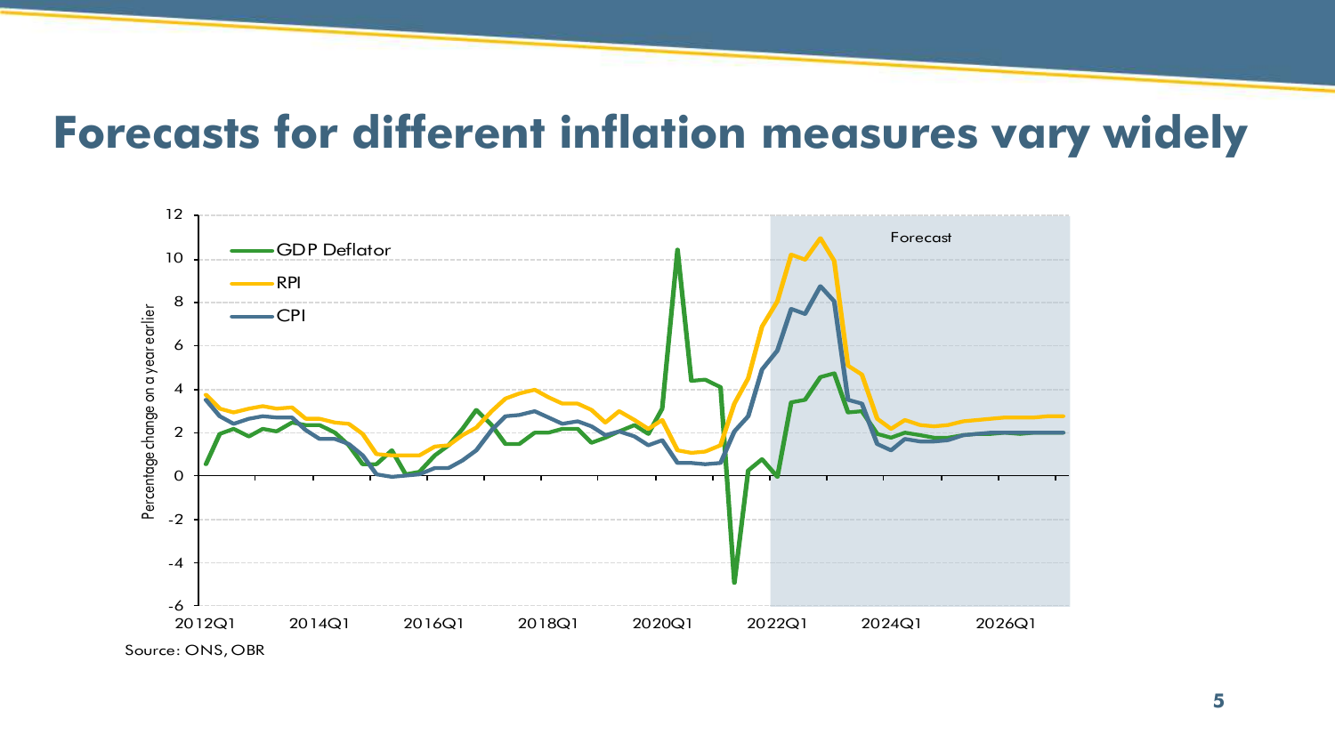# Forecasts for different inflation measures vary widely

Source: ONS, OBR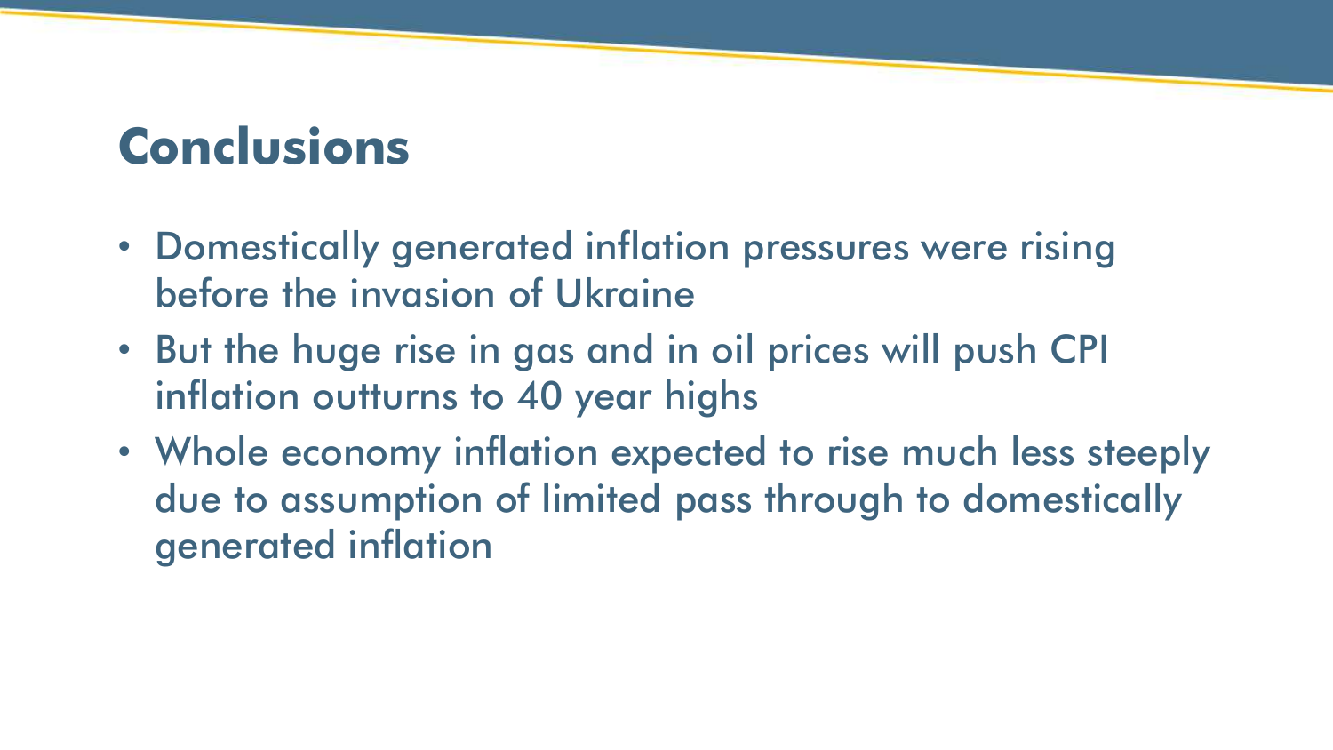## Conclusions

- Domestically generated inflation pressures were rising before the invasion of Ukraine
- But the huge rise in gas and in oil prices will push CPI inflation outturns to 40 year highs
- Whole economy inflation expected to rise much less steeply due to assumption of limited pass through to domestically generated inflation